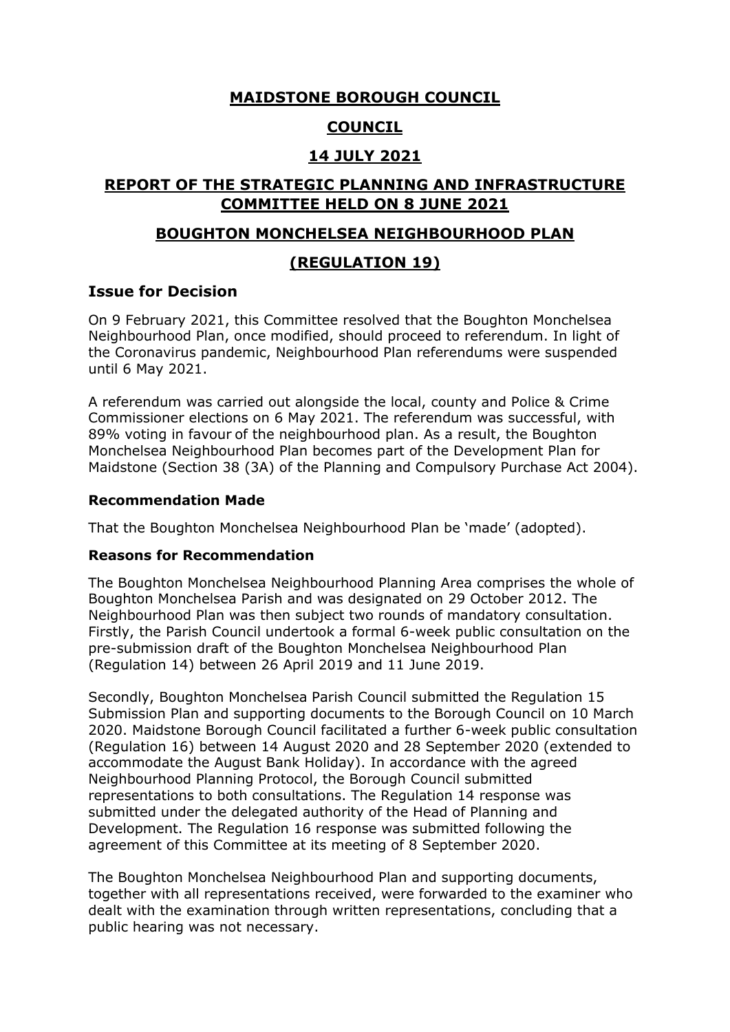# MAIDSTONE BOROUGH COUNCIL

## COUNCIL

## 14 JULY 2021

## REPORT OF THE STRATEGIC PLANNING AND INFRASTRUCTURE COMMITTEE HELD ON 8 JUNE 2021

## BOUGHTON MONCHELSEA NEIGHBOURHOOD PLAN

## (REGULATION 19)

### Issue for Decision

On 9 February 2021, this Committee resolved that the Boughton Monchelsea Neighbourhood Plan, once modified, should proceed to referendum. In light of the Coronavirus pandemic, Neighbourhood Plan referendums were suspended until 6 May 2021.

A referendum was carried out alongside the local, county and Police & Crime Commissioner elections on 6 May 2021. The referendum was successful, with 89% voting in favour of the neighbourhood plan. As a result, the Boughton Monchelsea Neighbourhood Plan becomes part of the Development Plan for Maidstone (Section 38 (3A) of the Planning and Compulsory Purchase Act 2004).

**Recommendation Made**

That the Boughton Monchelsea Neighbourhood Plan be 'made' (adopted).

**Reasons for Recommendation**

The Boughton Monchelsea Neighbourhood Planning Area comprises the whole of Boughton Monchelsea Parish and was designated on 29 October 2012. The Neighbourhood Plan was then subject two rounds of mandatory consultation. Firstly, the Parish Council undertook a formal 6-week public consultation on the pre-submission draft of the Boughton Monchelsea Neighbourhood Plan (Regulation 14) between 26 April 2019 and 11 June 2019.

Secondly, Boughton Monchelsea Parish Council submitted the Regulation 15 Submission Plan and supporting documents to the Borough Council on 10 March 2020. Maidstone Borough Council facilitated a further 6-week public consultation (Regulation 16) between 14 August 2020 and 28 September 2020 (extended to accommodate the August Bank Holiday). In accordance with the agreed Neighbourhood Planning Protocol, the Borough Council submitted representations to both consultations. The Regulation 14 response was submitted under the delegated authority of the Head of Planning and Development. The Regulation 16 response was submitted following the agreement of this Committee at its meeting of 8 September 2020.

The Boughton Monchelsea Neighbourhood Plan and supporting documents, together with all representations received, were forwarded to the examiner who dealt with the examination through written representations, concluding that a public hearing was not necessary.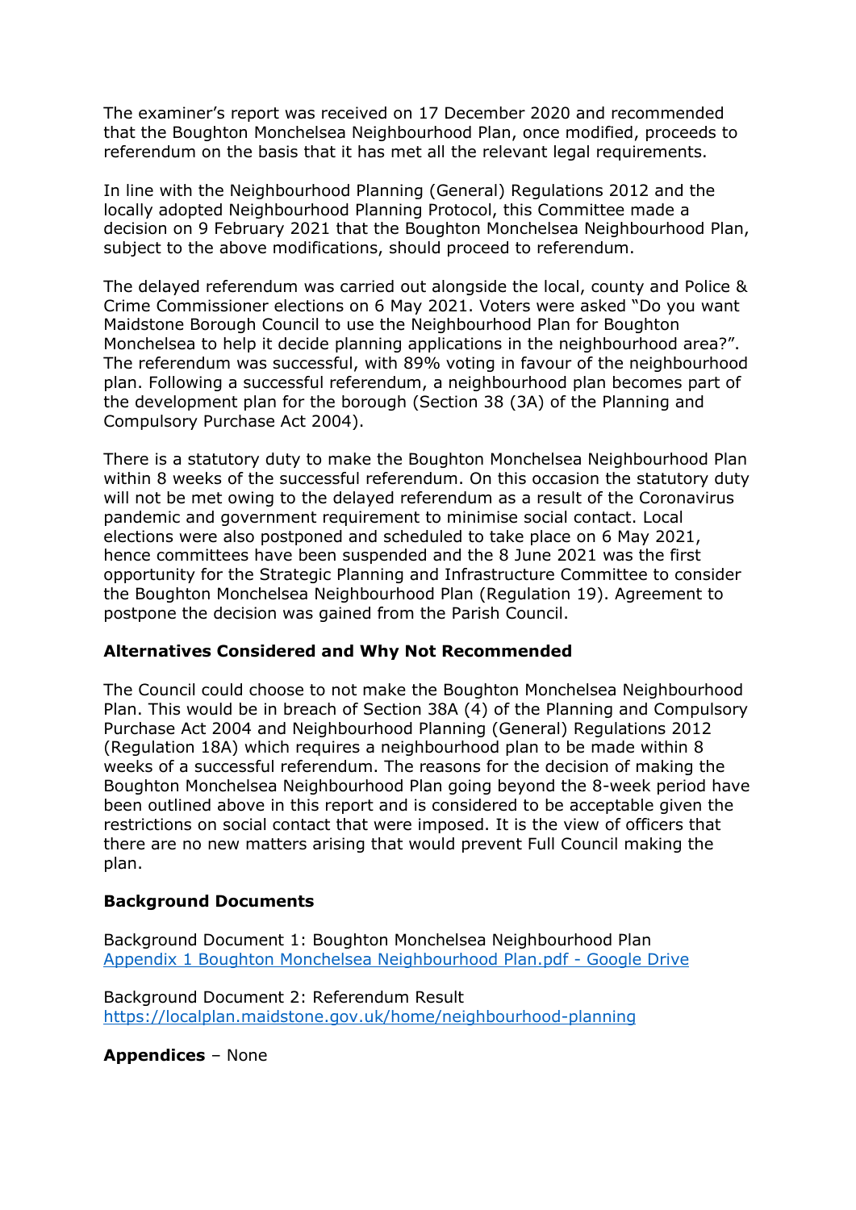The examiner's report was received on 17 December 2020 and recommended that the Boughton Monchelsea Neighbourhood Plan, once modified, proceeds to referendum on the basis that it has met all the relevant legal requirements.

In line with the Neighbourhood Planning (General) Regulations 2012 and the locally adopted Neighbourhood Planning Protocol, this Committee made a decision on 9 February 2021 that the Boughton Monchelsea Neighbourhood Plan, subject to the above modifications, should proceed to referendum.

The delayed referendum was carried out alongside the local, county and Police & Crime Commissioner elections on 6 May 2021. Voters were asked "Do you want Maidstone Borough Council to use the Neighbourhood Plan for Boughton Monchelsea to help it decide planning applications in the neighbourhood area?". The referendum was successful, with 89% voting in favour of the neighbourhood plan. Following a successful referendum, a neighbourhood plan becomes part of the development plan for the borough (Section 38 (3A) of the Planning and Compulsory Purchase Act 2004).

There is a statutory duty to make the Boughton Monchelsea Neighbourhood Plan within 8 weeks of the successful referendum. On this occasion the statutory duty will not be met owing to the delayed referendum as a result of the Coronavirus pandemic and government requirement to minimise social contact. Local elections were also postponed and scheduled to take place on 6 May 2021, hence committees have been suspended and the 8 June 2021 was the first opportunity for the Strategic Planning and Infrastructure Committee to consider the Boughton Monchelsea Neighbourhood Plan (Regulation 19). Agreement to postpone the decision was gained from the Parish Council.

**Alternatives Considered and Why Not Recommended**

The Council could choose to not make the Boughton Monchelsea Neighbourhood Plan. This would be in breach of Section 38A (4) of the Planning and Compulsory Purchase Act 2004 and Neighbourhood Planning (General) Regulations 2012 (Regulation 18A) which requires a neighbourhood plan to be made within 8 weeks of a successful referendum. The reasons for the decision of making the Boughton Monchelsea Neighbourhood Plan going beyond the 8-week period have been outlined above in this report and is considered to be acceptable given the restrictions on social contact that were imposed. It is the view of officers that there are no new matters arising that would prevent Full Council making the plan.

**Background Documents**

Background Document 1: Boughton Monchelsea Neighbourhood Plan
[Appendix 1 Boughton Monchelsea Neighbourhood Plan.pdf - Google Drive]

Background Document 2: Referendum Result
https://localplan.maidstone.gov.uk/home/neighbourhood-planning

**Appendices** – None